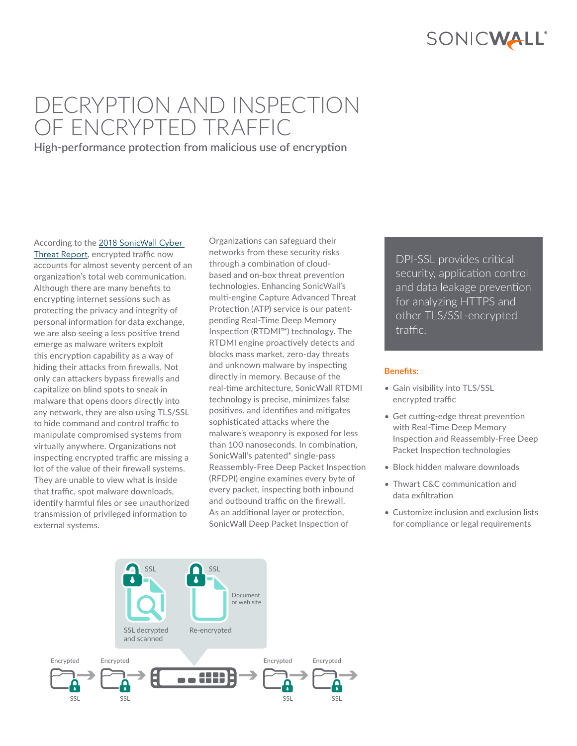# DECRYPTION AND INSPECTION OF ENCRYPTED TRAFFIC

## High-performance protection from malicious use of encryption

According to the [2018 SonicWall Cyber Threat Report](), encrypted traffic now accounts for almost seventy percent of an organization's total web communication. Although there are many benefits to encrypting internet sessions such as protecting the privacy and integrity of personal information for data exchange, we are also seeing a less positive trend emerge as malware writers exploit this encryption capability as a way of hiding their attacks from firewalls. Not only can attackers bypass firewalls and capitalize on blind spots to sneak in malware that opens doors directly into any network, they are also using TLS/SSL to hide command and control traffic to manipulate compromised systems from virtually anywhere. Organizations not inspecting encrypted traffic are missing a lot of the value of their firewall systems. They are unable to view what is inside that traffic, spot malware downloads, identify harmful files or see unauthorized transmission of privileged information to external systems.

Organizations can safeguard their networks from these security risks through a combination of cloud-based and on-box threat prevention technologies. Enhancing SonicWall's multi-engine Capture Advanced Threat Protection (ATP) service is our patent-pending Real-Time Deep Memory Inspection (RTDMI™) technology. The RTDMI engine proactively detects and blocks mass market, zero-day threats and unknown malware by inspecting directly in memory. Because of the real-time architecture, SonicWall RTDMI technology is precise, minimizes false positives, and identifies and mitigates sophisticated attacks where the malware's weaponry is exposed for less than 100 nanoseconds. In combination, SonicWall's patented* single-pass Reassembly-Free Deep Packet Inspection (RFDPI) engine examines every byte of every packet, inspecting both inbound and outbound traffic on the firewall. As an additional layer or protection, SonicWall Deep Packet Inspection of

> DPI-SSL provides critical security, application control and data leakage prevention for analyzing HTTPS and other TLS/SSL-encrypted traffic.

**Benefits:**

- Gain visibility into TLS/SSL encrypted traffic
- Get cutting-edge threat prevention with Real-Time Deep Memory Inspection and Reassembly-Free Deep Packet Inspection technologies
- Block hidden malware downloads
- Thwart C&C communication and data exfiltration
- Customize inclusion and exclusion lists for compliance or legal requirements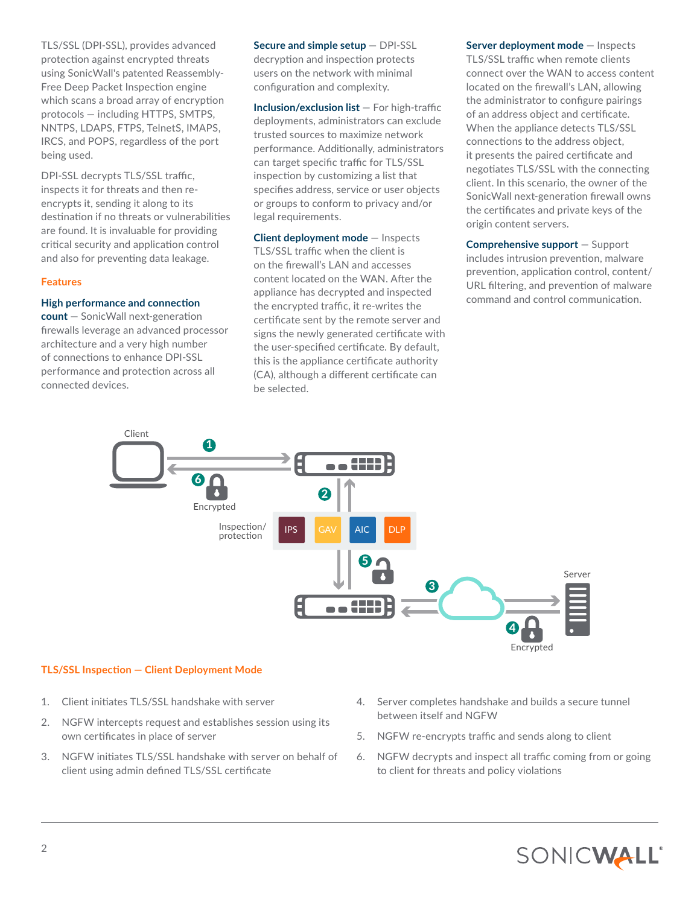TLS/SSL (DPI-SSL), provides advanced protection against encrypted threats using SonicWall's patented Reassembly-Free Deep Packet Inspection engine which scans a broad array of encryption protocols — including HTTPS, SMTPS, NNTPS, LDAPS, FTPS, TelnetS, IMAPS, IRCS, and POPS, regardless of the port being used.

DPI-SSL decrypts TLS/SSL traffic, inspects it for threats and then re-encrypts it, sending it along to its destination if no threats or vulnerabilities are found. It is invaluable for providing critical security and application control and also for preventing data leakage.

## Features

**High performance and connection count** — SonicWall next-generation firewalls leverage an advanced processor architecture and a very high number of connections to enhance DPI-SSL performance and protection across all connected devices.

**Secure and simple setup** — DPI-SSL decryption and inspection protects users on the network with minimal configuration and complexity.

**Inclusion/exclusion list** — For high-traffic deployments, administrators can exclude trusted sources to maximize network performance. Additionally, administrators can target specific traffic for TLS/SSL inspection by customizing a list that specifies address, service or user objects or groups to conform to privacy and/or legal requirements.

**Client deployment mode** — Inspects TLS/SSL traffic when the client is on the firewall's LAN and accesses content located on the WAN. After the appliance has decrypted and inspected the encrypted traffic, it re-writes the certificate sent by the remote server and signs the newly generated certificate with the user-specified certificate. By default, this is the appliance certificate authority (CA), although a different certificate can be selected.

**Server deployment mode** — Inspects TLS/SSL traffic when remote clients connect over the WAN to access content located on the firewall's LAN, allowing the administrator to configure pairings of an address object and certificate. When the appliance detects TLS/SSL connections to the address object, it presents the paired certificate and negotiates TLS/SSL with the connecting client. In this scenario, the owner of the SonicWall next-generation firewall owns the certificates and private keys of the origin content servers.

**Comprehensive support** — Support includes intrusion prevention, malware prevention, application control, content/URL filtering, and prevention of malware command and control communication.

Client — Server — Encrypted — Inspection/protection — IPS — GAV — AIC — DLP

## TLS/SSL Inspection — Client Deployment Mode

1. Client initiates TLS/SSL handshake with server
2. NGFW intercepts request and establishes session using its own certificates in place of server
3. NGFW initiates TLS/SSL handshake with server on behalf of client using admin defined TLS/SSL certificate
4. Server completes handshake and builds a secure tunnel between itself and NGFW
5. NGFW re-encrypts traffic and sends along to client
6. NGFW decrypts and inspect all traffic coming from or going to client for threats and policy violations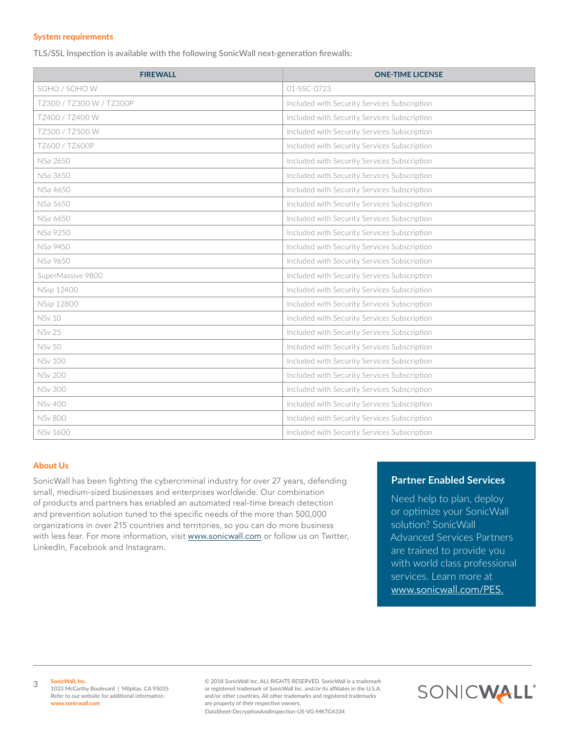## System requirements

TLS/SSL Inspection is available with the following SonicWall next-generation firewalls:

| FIREWALL | ONE-TIME LICENSE |
|---|---|
| SOHO / SOHO W | 01-SSC-0723 |
| TZ300 / TZ300 W / TZ300P | Included with Security Services Subscription |
| TZ400 / TZ400 W | Included with Security Services Subscription |
| TZ500 / TZ500 W | Included with Security Services Subscription |
| TZ600 / TZ600P | Included with Security Services Subscription |
| NS*a* 2650 | Included with Security Services Subscription |
| NS*a* 3650 | Included with Security Services Subscription |
| NS*a* 4650 | Included with Security Services Subscription |
| NS*a* 5650 | Included with Security Services Subscription |
| NS*a* 6650 | Included with Security Services Subscription |
| NS*a* 9250 | Included with Security Services Subscription |
| NS*a* 9450 | Included with Security Services Subscription |
| NS*a* 9650 | Included with Security Services Subscription |
| SuperMassive 9800 | Included with Security Services Subscription |
| NS*sp* 12400 | Included with Security Services Subscription |
| NS*sp* 12800 | Included with Security Services Subscription |
| NSv 10 | Included with Security Services Subscription |
| NSv 25 | Included with Security Services Subscription |
| NSv 50 | Included with Security Services Subscription |
| NSv 100 | Included with Security Services Subscription |
| NSv 200 | Included with Security Services Subscription |
| NSv 300 | Included with Security Services Subscription |
| NSv 400 | Included with Security Services Subscription |
| NSv 800 | Included with Security Services Subscription |
| NSv 1600 | Included with Security Services Subscription |

## About Us

SonicWall has been fighting the cybercriminal industry for over 27 years, defending small, medium-sized businesses and enterprises worldwide. Our combination of products and partners has enabled an automated real-time breach detection and prevention solution tuned to the specific needs of the more than 500,000 organizations in over 215 countries and territories, so you can do more business with less fear. For more information, visit www.sonicwall.com or follow us on Twitter, LinkedIn, Facebook and Instagram.

### Partner Enabled Services

Need help to plan, deploy or optimize your SonicWall solution? SonicWall Advanced Services Partners are trained to provide you with world class professional services. Learn more at www.sonicwall.com/PES.

**SonicWall, Inc.**
1033 McCarthy Boulevard | Milpitas, CA 95035
Refer to our website for additional information.
www.sonicwall.com

© 2018 SonicWall Inc. ALL RIGHTS RESERVED. SonicWall is a trademark or registered trademark of SonicWall Inc. and/or its affiliates in the U.S.A. and/or other countries. All other trademarks and registered trademarks are property of their respective owners.
DataSheet-DecryptionAndInspection-US-VG-MKTG4334